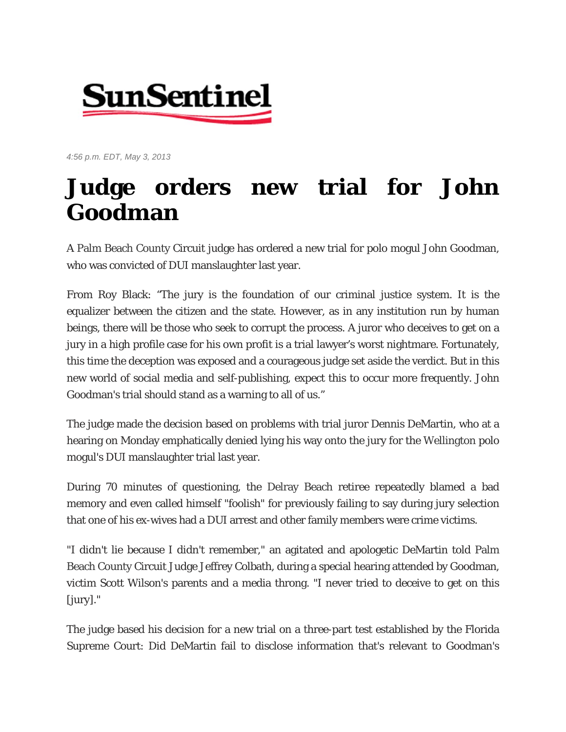SunSentinel

*4:56 p.m. EDT, May 3, 2013*

# Judge orders new trial for John Goodman

A Palm Beach County Circuit judge has ordered a new trial for polo mogul John Goodman, who was convicted of DUI manslaughter last year.

From Roy Black: "The jury is the foundation of our criminal justice system. It is the equalizer between the citizen and the state. However, as in any institution run by human beings, there will be those who seek to corrupt the process. A juror who deceives to get on a jury in a high profile case for his own profit is a trial lawyer's worst nightmare. Fortunately, this time the deception was exposed and a courageous judge set aside the verdict. But in this new world of social media and self-publishing, expect this to occur more frequently. John Goodman's trial should stand as a warning to all of us."

The judge made the decision based on problems with trial juror Dennis DeMartin, who at a hearing on Monday emphatically denied lying his way onto the jury for the Wellington polo mogul's DUI manslaughter trial last year.

During 70 minutes of questioning, the Delray Beach retiree repeatedly blamed a bad memory and even called himself "foolish" for previously failing to say during jury selection that one of his ex-wives had a DUI arrest and other family members were crime victims.

"I didn't lie because I didn't remember," an agitated and apologetic DeMartin told Palm Beach County Circuit Judge Jeffrey Colbath, during a special hearing attended by Goodman, victim Scott Wilson's parents and a media throng. "I never tried to deceive to get on this [jury]."

The judge based his decision for a new trial on a three-part test established by the Florida Supreme Court: Did DeMartin fail to disclose information that's relevant to Goodman's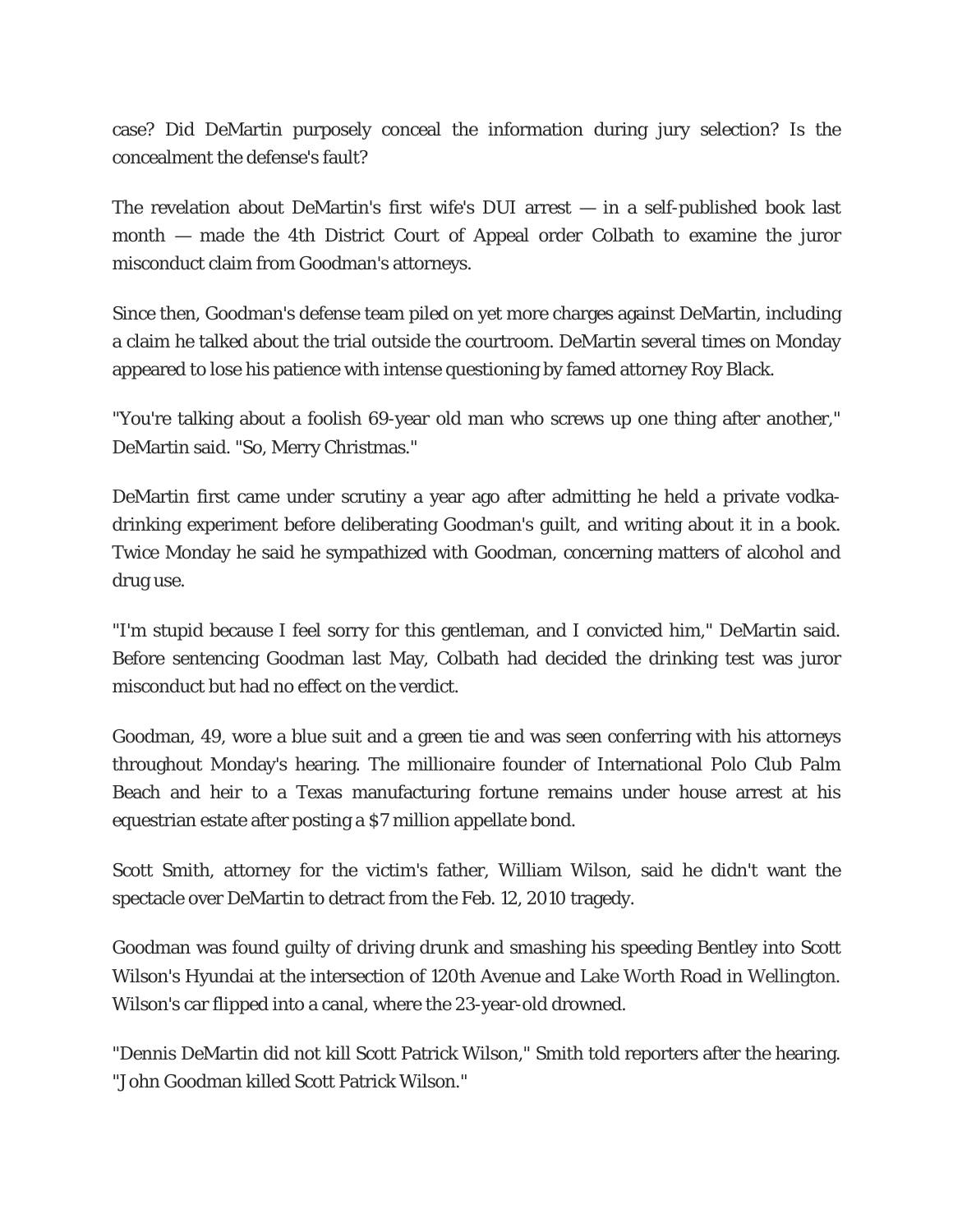case? Did DeMartin purposely conceal the information during jury selection? Is the concealment the defense's fault?

The revelation about DeMartin's first wife's DUI arrest — in a self-published book last month — made the 4th District Court of Appeal order Colbath to examine the juror misconduct claim from Goodman's attorneys.

Since then, Goodman's defense team piled on yet more charges against DeMartin, including a claim he talked about the trial outside the courtroom. DeMartin several times on Monday appeared to lose his patience with intense questioning by famed attorney Roy Black.

"You're talking about a foolish 69-year old man who screws up one thing after another," DeMartin said. "So, Merry Christmas."

DeMartin first came under scrutiny a year ago after admitting he held a private vodka-drinking experiment before deliberating Goodman's guilt, and writing about it in a book. Twice Monday he said he sympathized with Goodman, concerning matters of alcohol and drug use.

"I'm stupid because I feel sorry for this gentleman, and I convicted him," DeMartin said. Before sentencing Goodman last May, Colbath had decided the drinking test was juror misconduct but had no effect on the verdict.

Goodman, 49, wore a blue suit and a green tie and was seen conferring with his attorneys throughout Monday's hearing. The millionaire founder of International Polo Club Palm Beach and heir to a Texas manufacturing fortune remains under house arrest at his equestrian estate after posting a $7 million appellate bond.

Scott Smith, attorney for the victim's father, William Wilson, said he didn't want the spectacle over DeMartin to detract from the Feb. 12, 2010 tragedy.

Goodman was found guilty of driving drunk and smashing his speeding Bentley into Scott Wilson's Hyundai at the intersection of 120th Avenue and Lake Worth Road in Wellington. Wilson's car flipped into a canal, where the 23-year-old drowned.

"Dennis DeMartin did not kill Scott Patrick Wilson," Smith told reporters after the hearing. "John Goodman killed Scott Patrick Wilson."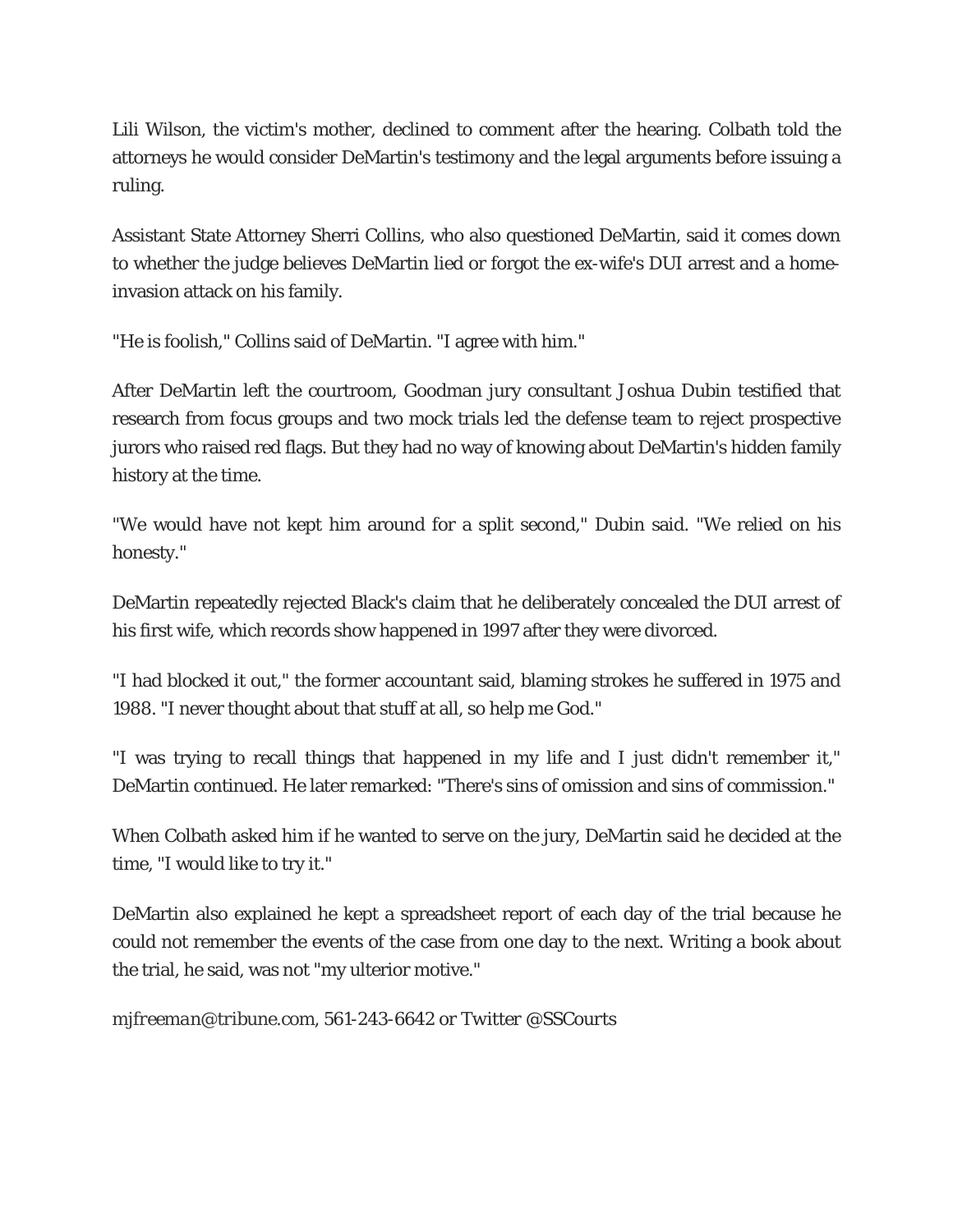Lili Wilson, the victim's mother, declined to comment after the hearing. Colbath told the attorneys he would consider DeMartin's testimony and the legal arguments before issuing a ruling.

Assistant State Attorney Sherri Collins, who also questioned DeMartin, said it comes down to whether the judge believes DeMartin lied or forgot the ex-wife's DUI arrest and a home-invasion attack on his family.

"He is foolish," Collins said of DeMartin. "I agree with him."

After DeMartin left the courtroom, Goodman jury consultant Joshua Dubin testified that research from focus groups and two mock trials led the defense team to reject prospective jurors who raised red flags. But they had no way of knowing about DeMartin's hidden family history at the time.

"We would have not kept him around for a split second," Dubin said. "We relied on his honesty."

DeMartin repeatedly rejected Black's claim that he deliberately concealed the DUI arrest of his first wife, which records show happened in 1997 after they were divorced.

"I had blocked it out," the former accountant said, blaming strokes he suffered in 1975 and 1988. "I never thought about that stuff at all, so help me God."

"I was trying to recall things that happened in my life and I just didn't remember it," DeMartin continued. He later remarked: "There's sins of omission and sins of commission."

When Colbath asked him if he wanted to serve on the jury, DeMartin said he decided at the time, "I would like to try it."

DeMartin also explained he kept a spreadsheet report of each day of the trial because he could not remember the events of the case from one day to the next. Writing a book about the trial, he said, was not "my ulterior motive."

*mjfreeman@tribune.com*, 561-243-6642 or Twitter @SSCourts